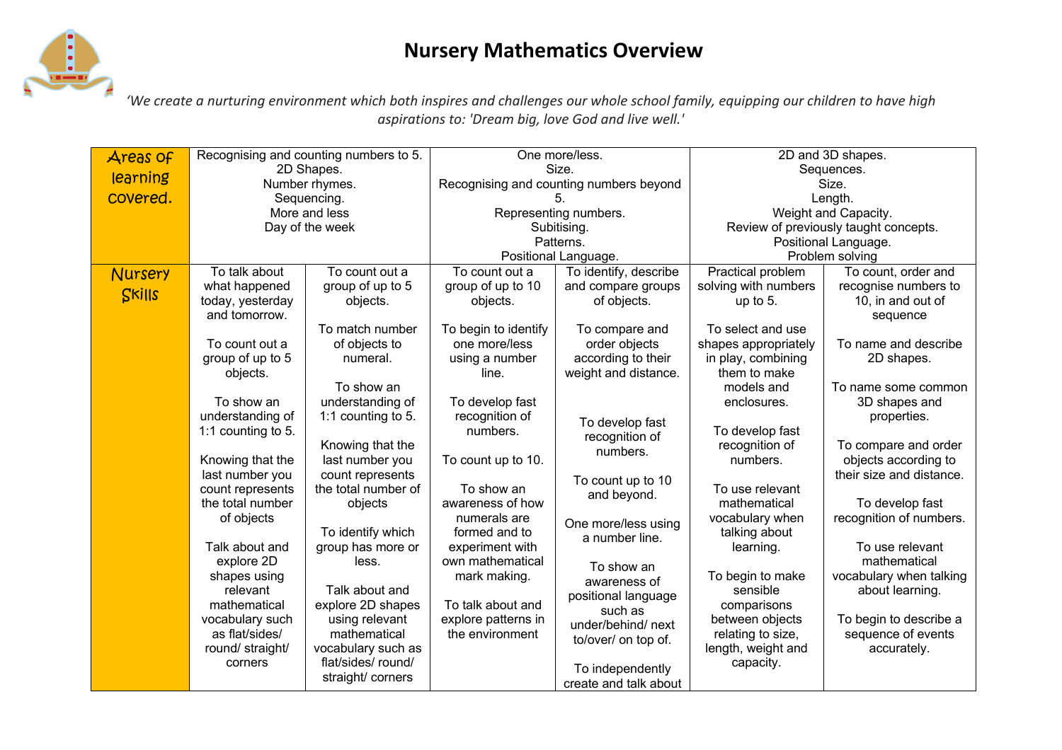# Nursery Mathematics Overview

*'We create a nurturing environment which both inspires and challenges our whole school family, equipping our children to have high aspirations to: 'Dream big, love God and live well.'*

| | | | | | | |
|---|---|---|---|---|---|---|
| **Areas of learning covered.** | Recognising and counting numbers to 5.<br>2D Shapes.<br>Number rhymes.<br>Sequencing.<br>More and less<br>Day of the week | | One more/less.<br>Size.<br>Recognising and counting numbers beyond 5.<br>Representing numbers.<br>Subitising.<br>Patterns.<br>Positional Language. | | 2D and 3D shapes.<br>Sequences.<br>Size.<br>Length.<br>Weight and Capacity.<br>Review of previously taught concepts.<br>Positional Language.<br>Problem solving | |
| **Nursery Skills** | To talk about what happened today, yesterday and tomorrow.<br><br>To count out a group of up to 5 objects.<br><br>To show an understanding of 1:1 counting to 5.<br><br>Knowing that the last number you count represents the total number of objects<br><br>Talk about and explore 2D shapes using relevant mathematical vocabulary such as flat/sides/ round/ straight/ corners | To count out a group of up to 5 objects.<br><br>To match number of objects to numeral.<br><br>To show an understanding of 1:1 counting to 5.<br><br>Knowing that the last number you count represents the total number of objects<br><br>To identify which group has more or less.<br><br>Talk about and explore 2D shapes using relevant mathematical vocabulary such as flat/sides/ round/ straight/ corners | To count out a group of up to 10 objects.<br><br>To begin to identify one more/less using a number line.<br><br>To develop fast recognition of numbers.<br><br>To count up to 10.<br><br>To show an awareness of how numerals are formed and to experiment with own mathematical mark making.<br><br>To talk about and explore patterns in the environment | To identify, describe and compare groups of objects.<br><br>To compare and order objects according to their weight and distance.<br><br>To develop fast recognition of numbers.<br><br>To count up to 10 and beyond.<br><br>One more/less using a number line.<br><br>To show an awareness of positional language such as under/behind/ next to/over/ on top of.<br><br>To independently create and talk about | Practical problem solving with numbers up to 5.<br><br>To select and use shapes appropriately in play, combining them to make models and enclosures.<br><br>To develop fast recognition of numbers.<br><br>To use relevant mathematical vocabulary when talking about learning.<br><br>To begin to make sensible comparisons between objects relating to size, length, weight and capacity. | To count, order and recognise numbers to 10, in and out of sequence<br><br>To name and describe 2D shapes.<br><br>To name some common 3D shapes and properties.<br><br>To compare and order objects according to their size and distance.<br><br>To develop fast recognition of numbers.<br><br>To use relevant mathematical vocabulary when talking about learning.<br><br>To begin to describe a sequence of events accurately. |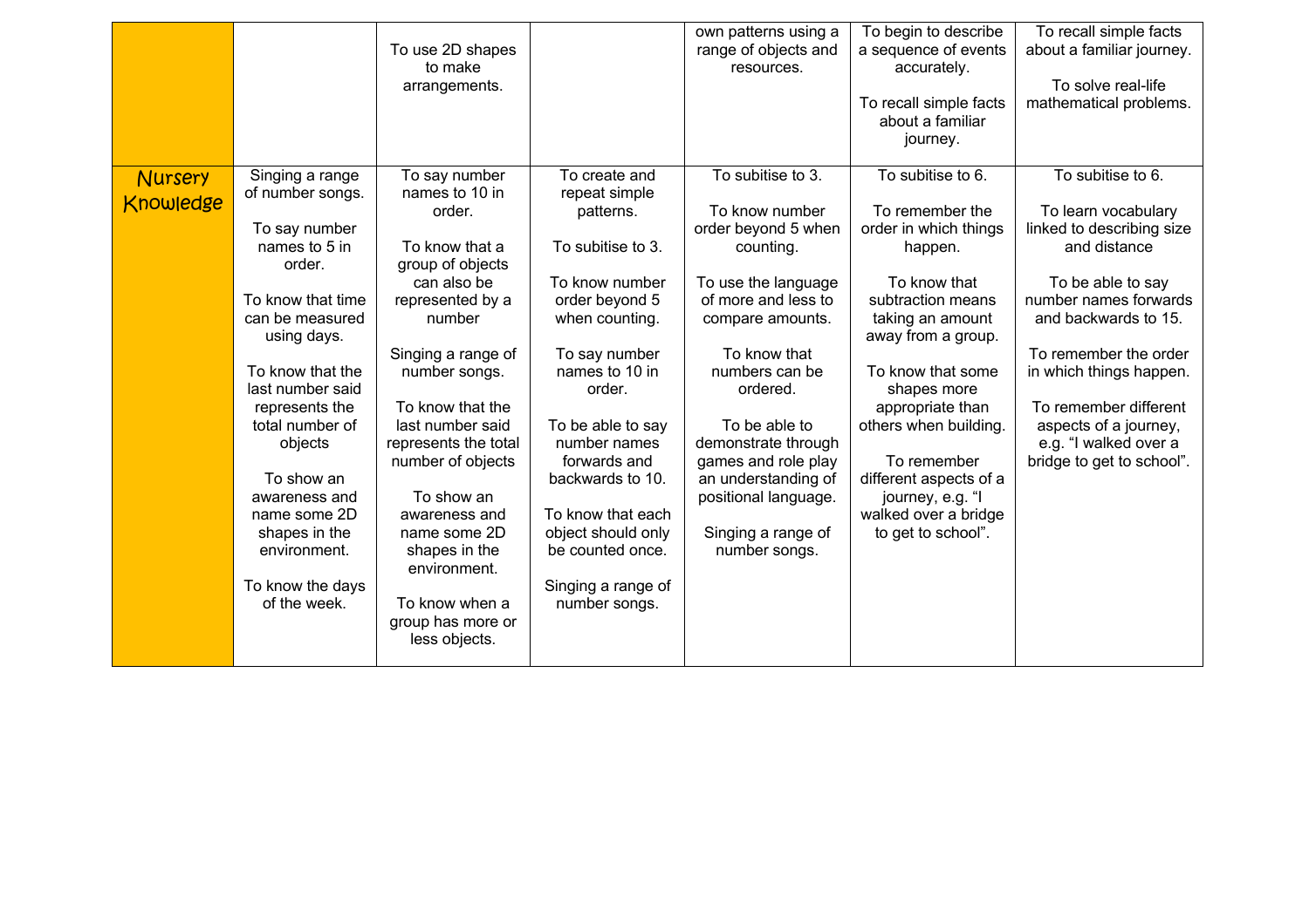| | | | | | | |
|---|---|---|---|---|---|---|
| | | To use 2D shapes to make arrangements. | | own patterns using a range of objects and resources. | To begin to describe a sequence of events accurately.<br><br>To recall simple facts about a familiar journey. | To recall simple facts about a familiar journey.<br><br>To solve real-life mathematical problems. |
| Nursery Knowledge | Singing a range of number songs.<br><br>To say number names to 5 in order.<br><br>To know that time can be measured using days.<br><br>To know that the last number said represents the total number of objects<br><br>To show an awareness and name some 2D shapes in the environment.<br><br>To know the days of the week. | To say number names to 10 in order.<br><br>To know that a group of objects can also be represented by a number<br><br>Singing a range of number songs.<br><br>To know that the last number said represents the total number of objects<br><br>To show an awareness and name some 2D shapes in the environment.<br><br>To know when a group has more or less objects. | To create and repeat simple patterns.<br><br>To subitise to 3.<br><br>To know number order beyond 5 when counting.<br><br>To say number names to 10 in order.<br><br>To be able to say number names forwards and backwards to 10.<br><br>To know that each object should only be counted once.<br><br>Singing a range of number songs. | To subitise to 3.<br><br>To know number order beyond 5 when counting.<br><br>To use the language of more and less to compare amounts.<br><br>To know that numbers can be ordered.<br><br>To be able to demonstrate through games and role play an understanding of positional language.<br><br>Singing a range of number songs. | To subitise to 6.<br><br>To remember the order in which things happen.<br><br>To know that subtraction means taking an amount away from a group.<br><br>To know that some shapes more appropriate than others when building.<br><br>To remember different aspects of a journey, e.g. "I walked over a bridge to get to school". | To subitise to 6.<br><br>To learn vocabulary linked to describing size and distance<br><br>To be able to say number names forwards and backwards to 15.<br><br>To remember the order in which things happen.<br><br>To remember different aspects of a journey, e.g. "I walked over a bridge to get to school". |